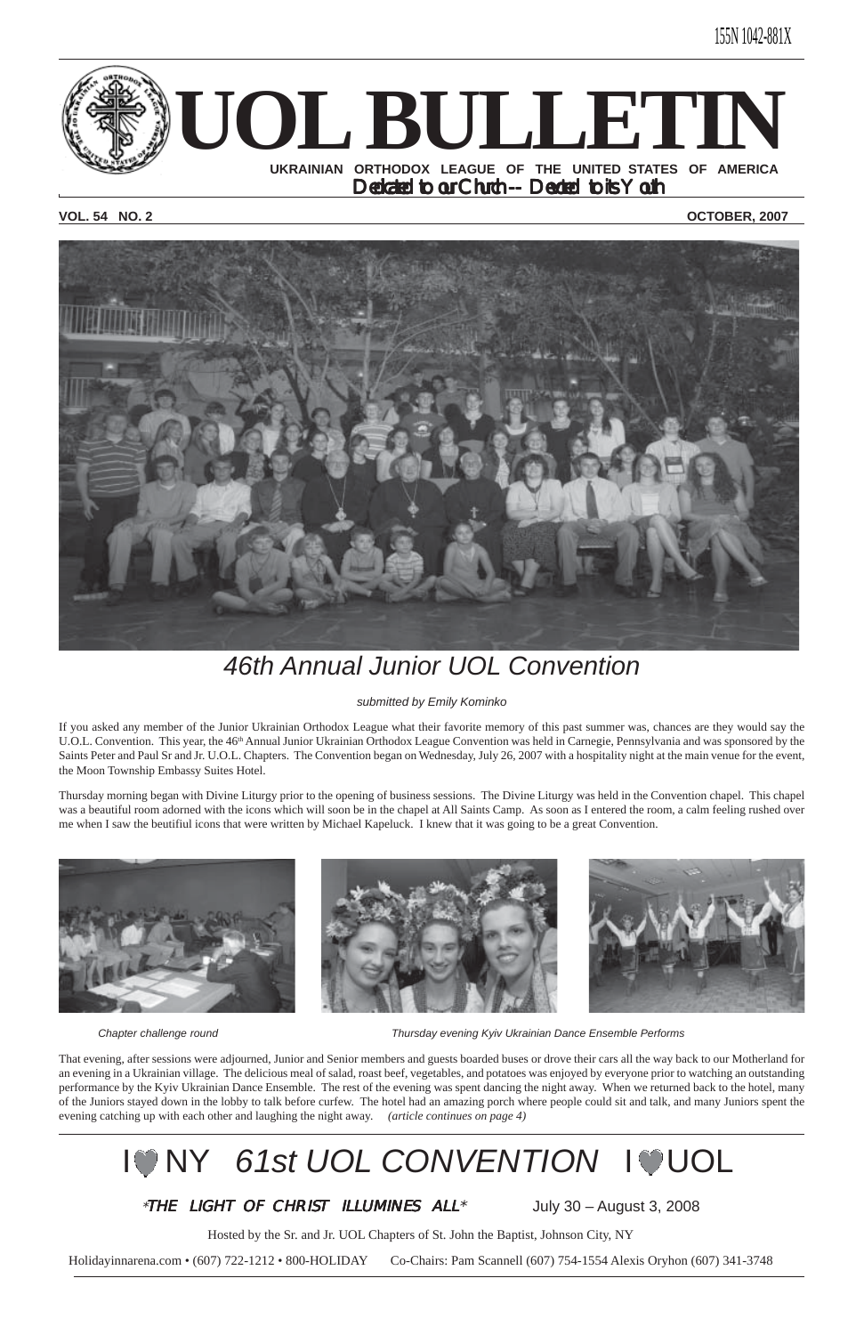ISSN 1042-881X

# UOL BULLETIN

**UKRAINIAN ORTHODOX LEAGUE OF THE UNITED STATES OF AMERICA**

*Dedicated to our Church -- Devoted to its Youth*

**VOL. 54 NO. 2** **OCTOBER, 2007**

## 46th Annual Junior UOL Convention

*submitted by Emily Kominko*

If you asked any member of the Junior Ukrainian Orthodox League what their favorite memory of this past summer was, chances are they would say the U.O.L. Convention. This year, the 46th Annual Junior Ukrainian Orthodox League Convention was held in Carnegie, Pennsylvania and was sponsored by the Saints Peter and Paul Sr and Jr. U.O.L. Chapters. The Convention began on Wednesday, July 26, 2007 with a hospitality night at the main venue for the event, the Moon Township Embassy Suites Hotel.

Thursday morning began with Divine Liturgy prior to the opening of business sessions. The Divine Liturgy was held in the Convention chapel. This chapel was a beautiful room adorned with the icons which will soon be in the chapel at All Saints Camp. As soon as I entered the room, a calm feeling rushed over me when I saw the beutifiul icons that were written by Michael Kapeluck. I knew that it was going to be a great Convention.

*Chapter challenge round*

*Thursday evening Kyiv Ukrainian Dance Ensemble Performs*

That evening, after sessions were adjourned, Junior and Senior members and guests boarded buses or drove their cars all the way back to our Motherland for an evening in a Ukrainian village. The delicious meal of salad, roast beef, vegetables, and potatoes was enjoyed by everyone prior to watching an outstanding performance by the Kyiv Ukrainian Dance Ensemble. The rest of the evening was spent dancing the night away. When we returned back to the hotel, many of the Juniors stayed down in the lobby to talk before curfew. The hotel had an amazing porch where people could sit and talk, and many Juniors spent the evening catching up with each other and laughing the night away. *(article continues on page 4)*

## I ♥ NY *61st UOL CONVENTION* I ♥ UOL

*"THE LIGHT OF CHRIST ILLUMINES ALL"* July 30 – August 3, 2008

Hosted by the Sr. and Jr. UOL Chapters of St. John the Baptist, Johnson City, NY

Holidayinnarena.com • (607) 722-1212 • 800-HOLIDAY Co-Chairs: Pam Scannell (607) 754-1554 Alexis Oryhon (607) 341-3748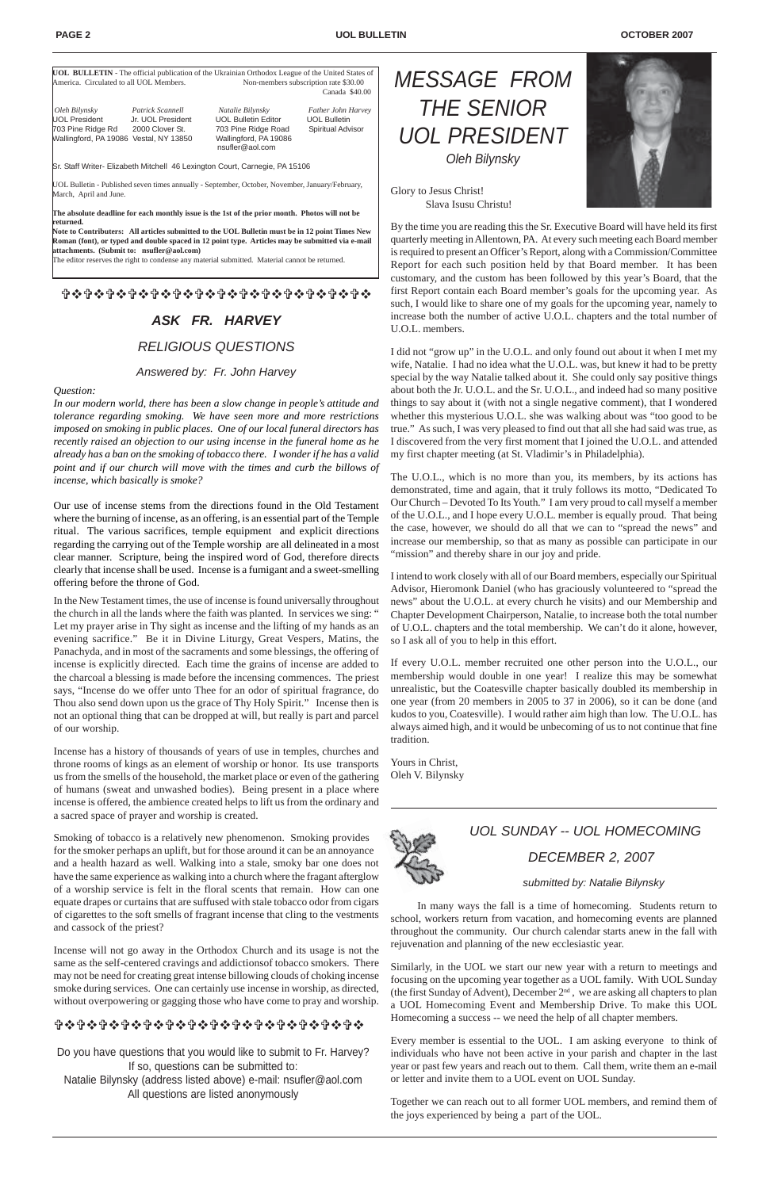**UOL BULLETIN** - The official publication of the Ukrainian Orthodox League of the United States of America. Circulated to all UOL Members. Non-members subscription rate $30.00 Canada $40.00

| *Oleh Bilynsky* | *Patrick Scannell* | *Natalie Bilynsky* | *Father John Harvey* |
|---|---|---|---|
| UOL President | Jr. UOL President | UOL Bulletin Editor | UOL Bulletin |
| 703 Pine Ridge Rd | 2000 Clover St. | 703 Pine Ridge Road | Spiritual Advisor |
| Wallingford, PA 19086 | Vestal, NY 13850 | Wallingford, PA 19086 | |
| | | nsufler@aol.com | |

Sr. Staff Writer- Elizabeth Mitchell 46 Lexington Court, Carnegie, PA 15106

UOL Bulletin - Published seven times annually - September, October, November, January/February, March, April and June.

**The absolute deadline for each monthly issue is the 1st of the prior month. Photos will not be returned.**
**Note to Contributers: All articles submitted to the UOL Bulletin must be in 12 point Times New Roman (font), or typed and double spaced in 12 point type. Articles may be submitted via e-mail attachments. (Submit to: nsufler@aol.com)**
The editor reserves the right to condense any material submitted. Material cannot be returned.

## *ASK FR. HARVEY*

### *RELIGIOUS QUESTIONS*

*Answered by: Fr. John Harvey*

*Question:*

*In our modern world, there has been a slow change in people's attitude and tolerance regarding smoking. We have seen more and more restrictions imposed on smoking in public places. One of our local funeral directors has recently raised an objection to our using incense in the funeral home as he already has a ban on the smoking of tobacco there. I wonder if he has a valid point and if our church will move with the times and curb the billows of incense, which basically is smoke?*

Our use of incense stems from the directions found in the Old Testament where the burning of incense, as an offering, is an essential part of the Temple ritual. The various sacrifices, temple equipment and explicit directions regarding the carrying out of the Temple worship are all delineated in a most clear manner. Scripture, being the inspired word of God, therefore directs clearly that incense shall be used. Incense is a fumigant and a sweet-smelling offering before the throne of God.

In the New Testament times, the use of incense is found universally throughout the church in all the lands where the faith was planted. In services we sing: " Let my prayer arise in Thy sight as incense and the lifting of my hands as an evening sacrifice." Be it in Divine Liturgy, Great Vespers, Matins, the Panachyda, and in most of the sacraments and some blessings, the offering of incense is explicitly directed. Each time the grains of incense are added to the charcoal a blessing is made before the incensing commences. The priest says, "Incense do we offer unto Thee for an odor of spiritual fragrance, do Thou also send down upon us the grace of Thy Holy Spirit." Incense then is not an optional thing that can be dropped at will, but really is part and parcel of our worship.

Incense has a history of thousands of years of use in temples, churches and throne rooms of kings as an element of worship or honor. Its use transports us from the smells of the household, the market place or even of the gathering of humans (sweat and unwashed bodies). Being present in a place where incense is offered, the ambience created helps to lift us from the ordinary and a sacred space of prayer and worship is created.

Smoking of tobacco is a relatively new phenomenon. Smoking provides for the smoker perhaps an uplift, but for those around it can be an annoyance and a health hazard as well. Walking into a stale, smoky bar one does not have the same experience as walking into a church where the fragant afterglow of a worship service is felt in the floral scents that remain. How can one equate drapes or curtains that are suffused with stale tobacco odor from cigars of cigarettes to the soft smells of fragrant incense that cling to the vestments and cassock of the priest?

Incense will not go away in the Orthodox Church and its usage is not the same as the self-centered cravings and addictionsof tobacco smokers. There may not be need for creating great intense billowing clouds of choking incense smoke during services. One can certainly use incense in worship, as directed, without overpowering or gagging those who have come to pray and worship.

Do you have questions that you would like to submit to Fr. Harvey? If so, questions can be submitted to:
Natalie Bilynsky (address listed above) e-mail: nsufler@aol.com
All questions are listed anonymously

## *MESSAGE FROM THE SENIOR UOL PRESIDENT*

*Oleh Bilynsky*

Glory to Jesus Christ!
Slava Isusu Christu!

By the time you are reading this the Sr. Executive Board will have held its first quarterly meeting in Allentown, PA. At every such meeting each Board member is required to present an Officer's Report, along with a Commission/Committee Report for each such position held by that Board member. It has been customary, and the custom has been followed by this year's Board, that the first Report contain each Board member's goals for the upcoming year. As such, I would like to share one of my goals for the upcoming year, namely to increase both the number of active U.O.L. chapters and the total number of U.O.L. members.

I did not "grow up" in the U.O.L. and only found out about it when I met my wife, Natalie. I had no idea what the U.O.L. was, but knew it had to be pretty special by the way Natalie talked about it. She could only say positive things about both the Jr. U.O.L. and the Sr. U.O.L., and indeed had so many positive things to say about it (with not a single negative comment), that I wondered whether this mysterious U.O.L. she was walking about was "too good to be true." As such, I was very pleased to find out that all she had said was true, as I discovered from the very first moment that I joined the U.O.L. and attended my first chapter meeting (at St. Vladimir's in Philadelphia).

The U.O.L., which is no more than you, its members, by its actions has demonstrated, time and again, that it truly follows its motto, "Dedicated To Our Church – Devoted To Its Youth." I am very proud to call myself a member of the U.O.L., and I hope every U.O.L. member is equally proud. That being the case, however, we should do all that we can to "spread the news" and increase our membership, so that as many as possible can participate in our "mission" and thereby share in our joy and pride.

I intend to work closely with all of our Board members, especially our Spiritual Advisor, Hieromonk Daniel (who has graciously volunteered to "spread the news" about the U.O.L. at every church he visits) and our Membership and Chapter Development Chairperson, Natalie, to increase both the total number of U.O.L. chapters and the total membership. We can't do it alone, however, so I ask all of you to help in this effort.

If every U.O.L. member recruited one other person into the U.O.L., our membership would double in one year! I realize this may be somewhat unrealistic, but the Coatesville chapter basically doubled its membership in one year (from 20 members in 2005 to 37 in 2006), so it can be done (and kudos to you, Coatesville). I would rather aim high than low. The U.O.L. has always aimed high, and it would be unbecoming of us to not continue that fine tradition.

Yours in Christ,
Oleh V. Bilynsky

## *UOL SUNDAY -- UOL HOMECOMING*

### *DECEMBER 2, 2007*

*submitted by: Natalie Bilynsky*

In many ways the fall is a time of homecoming. Students return to school, workers return from vacation, and homecoming events are planned throughout the community. Our church calendar starts anew in the fall with rejuvenation and planning of the new ecclesiastic year.

Similarly, in the UOL we start our new year with a return to meetings and focusing on the upcoming year together as a UOL family. With UOL Sunday (the first Sunday of Advent), December 2nd, we are asking all chapters to plan a UOL Homecoming Event and Membership Drive. To make this UOL Homecoming a success -- we need the help of all chapter members.

Every member is essential to the UOL. I am asking everyone to think of individuals who have not been active in your parish and chapter in the last year or past few years and reach out to them. Call them, write them an e-mail or letter and invite them to a UOL event on UOL Sunday.

Together we can reach out to all former UOL members, and remind them of the joys experienced by being a part of the UOL.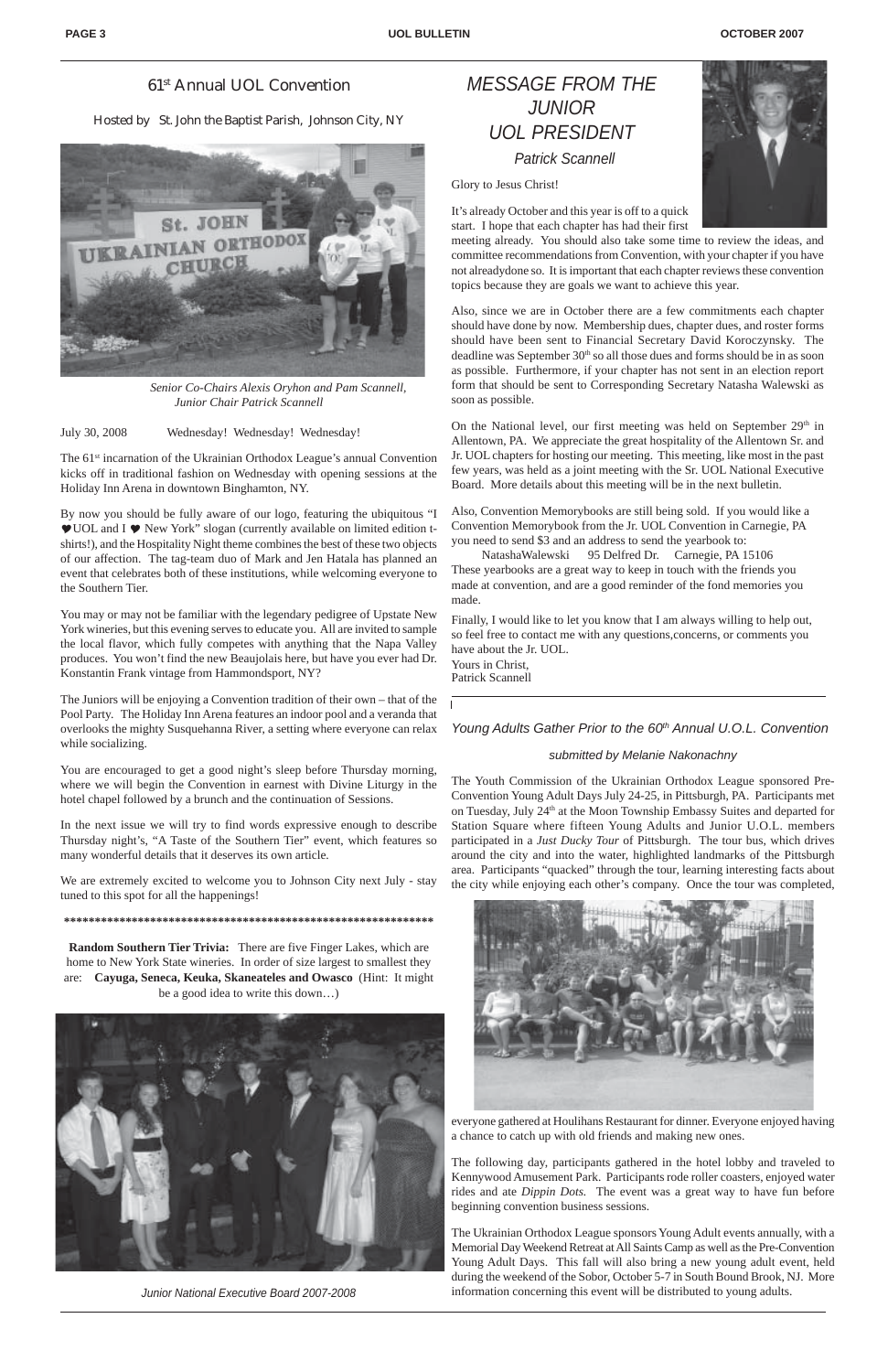## 61st Annual UOL Convention

Hosted by St. John the Baptist Parish, Johnson City, NY

*Senior Co-Chairs Alexis Oryhon and Pam Scannell, Junior Chair Patrick Scannell*

July 30, 2008 Wednesday! Wednesday! Wednesday!

The 61st incarnation of the Ukrainian Orthodox League's annual Convention kicks off in traditional fashion on Wednesday with opening sessions at the Holiday Inn Arena in downtown Binghamton, NY.

By now you should be fully aware of our logo, featuring the ubiquitous "I ♥UOL and I ♥ New York" slogan (currently available on limited edition t-shirts!), and the Hospitality Night theme combines the best of these two objects of our affection. The tag-team duo of Mark and Jen Hatala has planned an event that celebrates both of these institutions, while welcoming everyone to the Southern Tier.

You may or may not be familiar with the legendary pedigree of Upstate New York wineries, but this evening serves to educate you. All are invited to sample the local flavor, which fully competes with anything that the Napa Valley produces. You won't find the new Beaujolais here, but have you ever had Dr. Konstantin Frank vintage from Hammondsport, NY?

The Juniors will be enjoying a Convention tradition of their own – that of the Pool Party. The Holiday Inn Arena features an indoor pool and a veranda that overlooks the mighty Susquehanna River, a setting where everyone can relax while socializing.

You are encouraged to get a good night's sleep before Thursday morning, where we will begin the Convention in earnest with Divine Liturgy in the hotel chapel followed by a brunch and the continuation of Sessions.

In the next issue we will try to find words expressive enough to describe Thursday night's, "A Taste of the Southern Tier" event, which features so many wonderful details that it deserves its own article.

We are extremely excited to welcome you to Johnson City next July - stay tuned to this spot for all the happenings!

**************************************************************

**Random Southern Tier Trivia:** There are five Finger Lakes, which are home to New York State wineries. In order of size largest to smallest they are: **Cayuga, Seneca, Keuka, Skaneateles and Owasco** (Hint: It might be a good idea to write this down…)

*Junior National Executive Board 2007-2008*

## *MESSAGE FROM THE JUNIOR UOL PRESIDENT*

*Patrick Scannell*

Glory to Jesus Christ!

It's already October and this year is off to a quick start. I hope that each chapter has had their first meeting already. You should also take some time to review the ideas, and committee recommendations from Convention, with your chapter if you have not alreadydone so. It is important that each chapter reviews these convention topics because they are goals we want to achieve this year.

Also, since we are in October there are a few commitments each chapter should have done by now. Membership dues, chapter dues, and roster forms should have been sent to Financial Secretary David Koroczynsky. The deadline was September 30th so all those dues and forms should be in as soon as possible. Furthermore, if your chapter has not sent in an election report form that should be sent to Corresponding Secretary Natasha Walewski as soon as possible.

On the National level, our first meeting was held on September 29th in Allentown, PA. We appreciate the great hospitality of the Allentown Sr. and Jr. UOL chapters for hosting our meeting. This meeting, like most in the past few years, was held as a joint meeting with the Sr. UOL National Executive Board. More details about this meeting will be in the next bulletin.

Also, Convention Memorybooks are still being sold. If you would like a Convention Memorybook from the Jr. UOL Convention in Carnegie, PA you need to send $3 and an address to send the yearbook to:

NatashaWalewski 95 Delfred Dr. Carnegie, PA 15106

These yearbooks are a great way to keep in touch with the friends you made at convention, and are a good reminder of the fond memories you made.

Finally, I would like to let you know that I am always willing to help out, so feel free to contact me with any questions,concerns, or comments you have about the Jr. UOL.

Yours in Christ,
Patrick Scannell

### *Young Adults Gather Prior to the 60th Annual U.O.L. Convention*

*submitted by Melanie Nakonachny*

The Youth Commission of the Ukrainian Orthodox League sponsored Pre-Convention Young Adult Days July 24-25, in Pittsburgh, PA. Participants met on Tuesday, July 24th at the Moon Township Embassy Suites and departed for Station Square where fifteen Young Adults and Junior U.O.L. members participated in a *Just Ducky Tour* of Pittsburgh. The tour bus, which drives around the city and into the water, highlighted landmarks of the Pittsburgh area. Participants "quacked" through the tour, learning interesting facts about the city while enjoying each other's company. Once the tour was completed, everyone gathered at Houlihans Restaurant for dinner. Everyone enjoyed having a chance to catch up with old friends and making new ones.

The following day, participants gathered in the hotel lobby and traveled to Kennywood Amusement Park. Participants rode roller coasters, enjoyed water rides and ate *Dippin Dots.* The event was a great way to have fun before beginning convention business sessions.

The Ukrainian Orthodox League sponsors Young Adult events annually, with a Memorial Day Weekend Retreat at All Saints Camp as well as the Pre-Convention Young Adult Days. This fall will also bring a new young adult event, held during the weekend of the Sobor, October 5-7 in South Bound Brook, NJ. More information concerning this event will be distributed to young adults.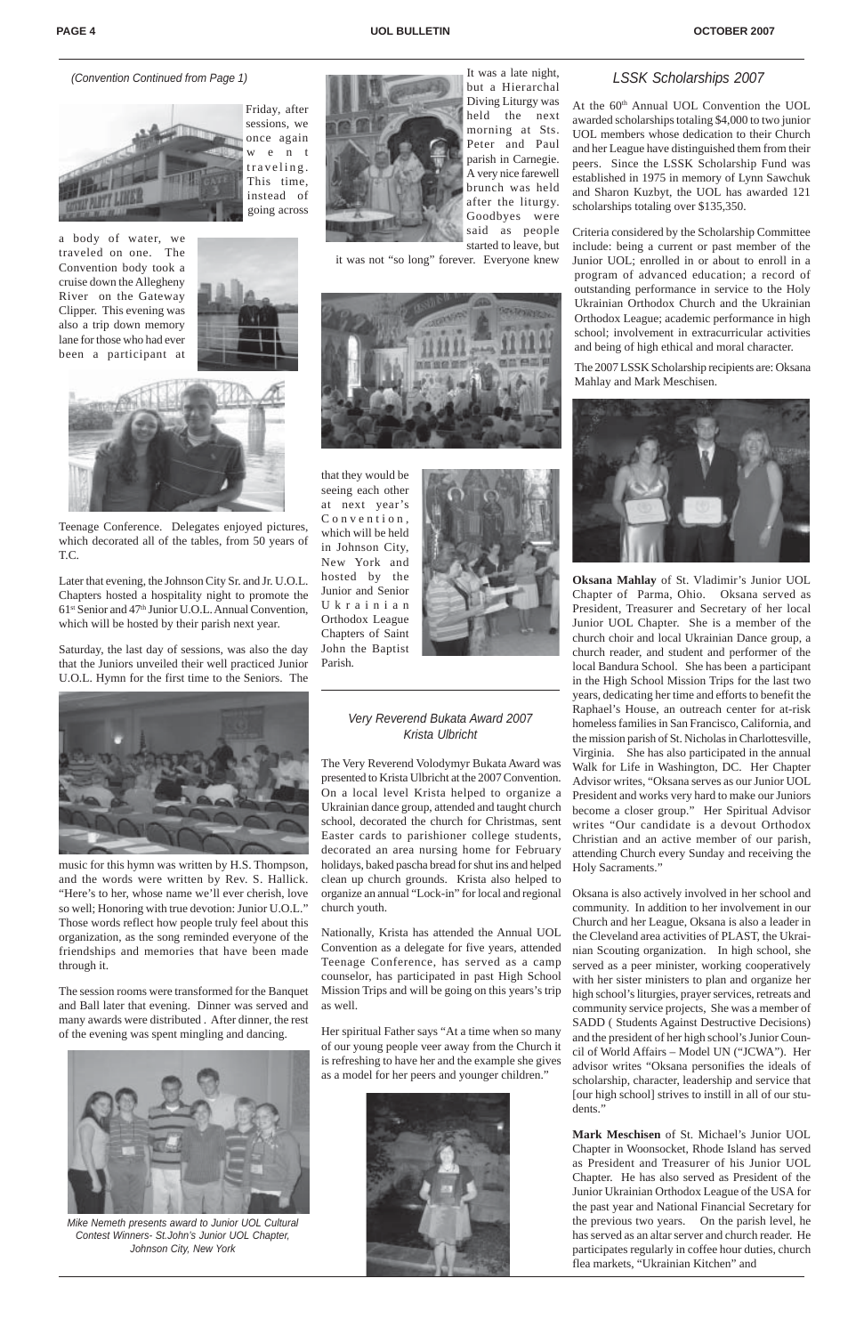*(Convention Continued from Page 1)*

Friday, after sessions, we once again went traveling. This time, instead of going across a body of water, we traveled on one. The Convention body took a cruise down the Allegheny River on the Gateway Clipper. This evening was also a trip down memory lane for those who had ever been a participant at Teenage Conference. Delegates enjoyed pictures, which decorated all of the tables, from 50 years of T.C.

Later that evening, the Johnson City Sr. and Jr. U.O.L. Chapters hosted a hospitality night to promote the 61st Senior and 47th Junior U.O.L. Annual Convention, which will be hosted by their parish next year.

Saturday, the last day of sessions, was also the day that the Juniors unveiled their well practiced Junior U.O.L. Hymn for the first time to the Seniors. The music for this hymn was written by H.S. Thompson, and the words were written by Rev. S. Hallick. "Here's to her, whose name we'll ever cherish, love so well; Honoring with true devotion: Junior U.O.L." Those words reflect how people truly feel about this organization, as the song reminded everyone of the friendships and memories that have been made through it.

The session rooms were transformed for the Banquet and Ball later that evening. Dinner was served and many awards were distributed. After dinner, the rest of the evening was spent mingling and dancing.

*Mike Nemeth presents award to Junior UOL Cultural Contest Winners- St.John's Junior UOL Chapter, Johnson City, New York*

It was a late night, but a Hierarchal Diving Liturgy was held the next morning at Sts. Peter and Paul parish in Carnegie. A very nice farewell brunch was held after the liturgy. Goodbyes were said as people started to leave, but it was not "so long" forever. Everyone knew that they would be seeing each other at next year's Convention, which will be held in Johnson City, New York and hosted by the Junior and Senior Ukrainian Orthodox League Chapters of Saint John the Baptist Parish.

## *Very Reverend Bukata Award 2007*
## *Krista Ulbricht*

The Very Reverend Volodymyr Bukata Award was presented to Krista Ulbricht at the 2007 Convention. On a local level Krista helped to organize a Ukrainian dance group, attended and taught church school, decorated the church for Christmas, sent Easter cards to parishioner college students, decorated an area nursing home for February holidays, baked pascha bread for shut ins and helped clean up church grounds. Krista also helped to organize an annual "Lock-in" for local and regional church youth.

Nationally, Krista has attended the Annual UOL Convention as a delegate for five years, attended Teenage Conference, has served as a camp counselor, has participated in past High School Mission Trips and will be going on this year's trip as well.

Her spiritual Father says "At a time when so many of our young people veer away from the Church it is refreshing to have her and the example she gives as a model for her peers and younger children."

## *LSSK Scholarships 2007*

At the 60th Annual UOL Convention the UOL awarded scholarships totaling $4,000 to two junior UOL members whose dedication to their Church and her League have distinguished them from their peers. Since the LSSK Scholarship Fund was established in 1975 in memory of Lynn Sawchuk and Sharon Kuzbyt, the UOL has awarded 121 scholarships totaling over $135,350.

Criteria considered by the Scholarship Committee include: being a current or past member of the Junior UOL; enrolled in or about to enroll in a program of advanced education; a record of outstanding performance in service to the Holy Ukrainian Orthodox Church and the Ukrainian Orthodox League; academic performance in high school; involvement in extracurricular activities and being of high ethical and moral character.

The 2007 LSSK Scholarship recipients are: Oksana Mahlay and Mark Meschisen.

**Oksana Mahlay** of St. Vladimir's Junior UOL Chapter of Parma, Ohio. Oksana served as President, Treasurer and Secretary of her local Junior UOL Chapter. She is a member of the church choir and local Ukrainian Dance group, a church reader, and student and performer of the local Bandura School. She has been a participant in the High School Mission Trips for the last two years, dedicating her time and efforts to benefit the Raphael's House, an outreach center for at-risk homeless families in San Francisco, California, and the mission parish of St. Nicholas in Charlottesville, Virginia. She has also participated in the annual Walk for Life in Washington, DC. Her Chapter Advisor writes, "Oksana serves as our Junior UOL President and works very hard to make our Juniors become a closer group." Her Spiritual Advisor writes "Our candidate is a devout Orthodox Christian and an active member of our parish, attending Church every Sunday and receiving the Holy Sacraments."

Oksana is also actively involved in her school and community. In addition to her involvement in our Church and her League, Oksana is also a leader in the Cleveland area activities of PLAST, the Ukrainian Scouting organization. In high school, she served as a peer minister, working cooperatively with her sister ministers to plan and organize her high school's liturgies, prayer services, retreats and community service projects, She was a member of SADD ( Students Against Destructive Decisions) and the president of her high school's Junior Council of World Affairs – Model UN ("JCWA"). Her advisor writes "Oksana personifies the ideals of scholarship, character, leadership and service that [our high school] strives to instill in all of our students."

**Mark Meschisen** of St. Michael's Junior UOL Chapter in Woonsocket, Rhode Island has served as President and Treasurer of his Junior UOL Chapter. He has also served as President of the Junior Ukrainian Orthodox League of the USA for the past year and National Financial Secretary for the previous two years. On the parish level, he has served as an altar server and church reader. He participates regularly in coffee hour duties, church flea markets, "Ukrainian Kitchen" and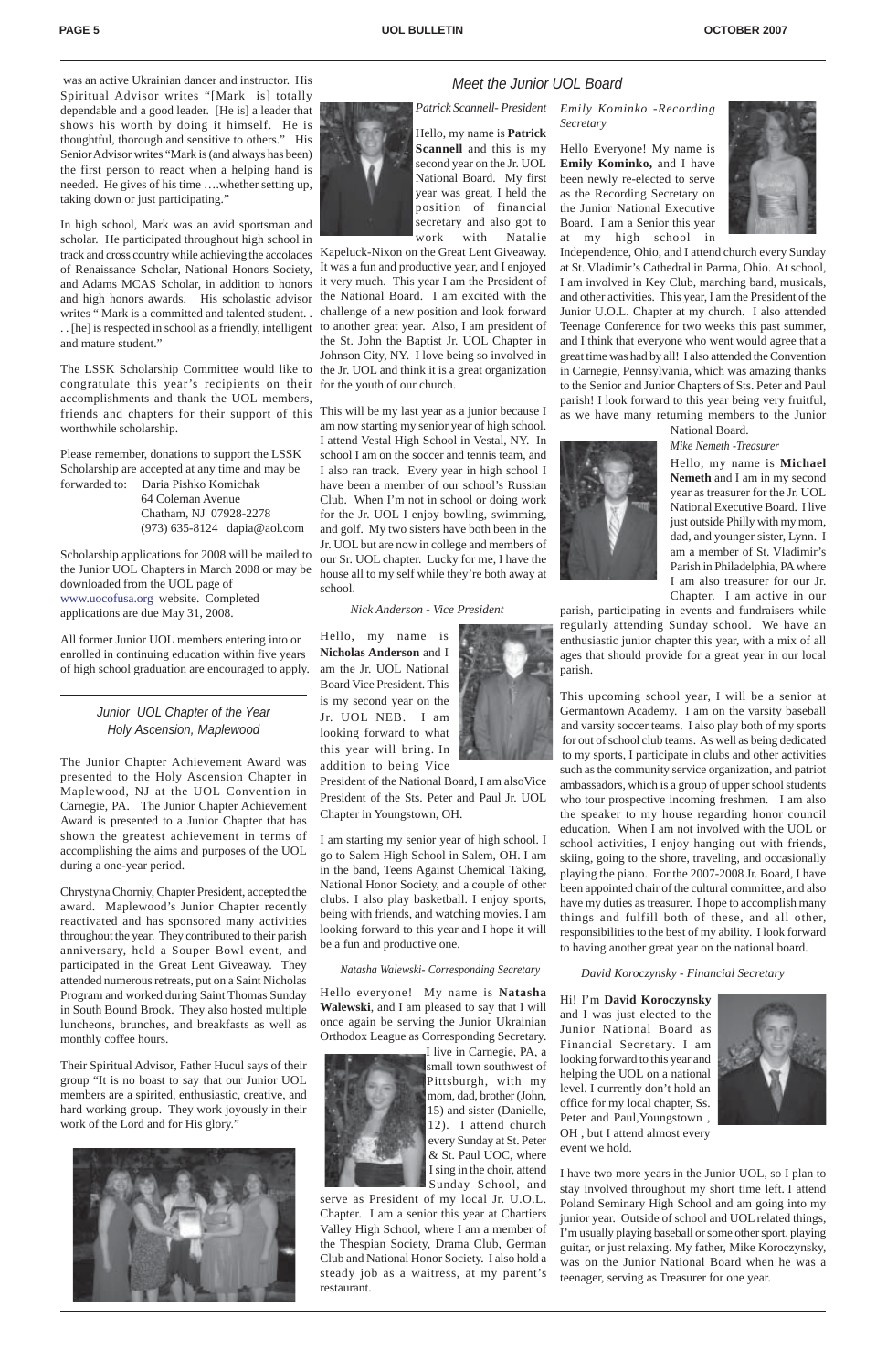was an active Ukrainian dancer and instructor. His Spiritual Advisor writes "[Mark is] totally dependable and a good leader. [He is] a leader that shows his worth by doing it himself. He is thoughtful, thorough and sensitive to others." His Senior Advisor writes "Mark is (and always has been) the first person to react when a helping hand is needed. He gives of his time ….whether setting up, taking down or just participating."

In high school, Mark was an avid sportsman and scholar. He participated throughout high school in track and cross country while achieving the accolades of Renaissance Scholar, National Honors Society, and Adams MCAS Scholar, in addition to honors and high honors awards. His scholastic advisor writes " Mark is a committed and talented student. . . [he] is respected in school as a friendly, intelligent and mature student."

The LSSK Scholarship Committee would like to congratulate this year's recipients on their accomplishments and thank the UOL members, friends and chapters for their support of this worthwhile scholarship.

Please remember, donations to support the LSSK Scholarship are accepted at any time and may be forwarded to:

Daria Pishko Komichak
64 Coleman Avenue
Chatham, NJ 07928-2278
(973) 635-8124 dapia@aol.com

Scholarship applications for 2008 will be mailed to the Junior UOL Chapters in March 2008 or may be downloaded from the UOL page of www.uocofusa.org website. Completed applications are due May 31, 2008.

All former Junior UOL members entering into or enrolled in continuing education within five years of high school graduation are encouraged to apply.

## *Junior UOL Chapter of the Year Holy Ascension, Maplewood*

The Junior Chapter Achievement Award was presented to the Holy Ascension Chapter in Maplewood, NJ at the UOL Convention in Carnegie, PA. The Junior Chapter Achievement Award is presented to a Junior Chapter that has shown the greatest achievement in terms of accomplishing the aims and purposes of the UOL during a one-year period.

Chrystyna Chorniy, Chapter President, accepted the award. Maplewood's Junior Chapter recently reactivated and has sponsored many activities throughout the year. They contributed to their parish anniversary, held a Souper Bowl event, and participated in the Great Lent Giveaway. They attended numerous retreats, put on a Saint Nicholas Program and worked during Saint Thomas Sunday in South Bound Brook. They also hosted multiple luncheons, brunches, and breakfasts as well as monthly coffee hours.

Their Spiritual Advisor, Father Hucul says of their group "It is no boast to say that our Junior UOL members are a spirited, enthusiastic, creative, and hard working group. They work joyously in their work of the Lord and for His glory."

## *Meet the Junior UOL Board*

*Patrick Scannell- President*

Hello, my name is **Patrick Scannell** and this is my second year on the Jr. UOL National Board. My first year was great, I held the position of financial secretary and also got to work with Natalie Kapeluck-Nixon on the Great Lent Giveaway. It was a fun and productive year, and I enjoyed it very much. This year I am the President of the National Board. I am excited with the challenge of a new position and look forward to another great year. Also, I am president of the St. John the Baptist Jr. UOL Chapter in Johnson City, NY. I love being so involved in the Jr. UOL and think it is a great organization for the youth of our church.

This will be my last year as a junior because I am now starting my senior year of high school. I attend Vestal High School in Vestal, NY. In school I am on the soccer and tennis team, and I also ran track. Every year in high school I have been a member of our school's Russian Club. When I'm not in school or doing work for the Jr. UOL I enjoy bowling, swimming, and golf. My two sisters have both been in the Jr. UOL but are now in college and members of our Sr. UOL chapter. Lucky for me, I have the house all to my self while they're both away at school.

*Nick Anderson - Vice President*

Hello, my name is **Nicholas Anderson** and I am the Jr. UOL National Board Vice President. This is my second year on the Jr. UOL NEB. I am looking forward to what this year will bring. In addition to being Vice President of the National Board, I am alsoVice President of the Sts. Peter and Paul Jr. UOL Chapter in Youngstown, OH.

I am starting my senior year of high school. I go to Salem High School in Salem, OH. I am in the band, Teens Against Chemical Taking, National Honor Society, and a couple of other clubs. I also play basketball. I enjoy sports, being with friends, and watching movies. I am looking forward to this year and I hope it will be a fun and productive one.

*Natasha Walewski- Corresponding Secretary*

Hello everyone! My name is **Natasha Walewski**, and I am pleased to say that I will once again be serving the Junior Ukrainian Orthodox League as Corresponding Secretary. I live in Carnegie, PA, a small town southwest of Pittsburgh, with my mom, dad, brother (John, 15) and sister (Danielle, 12). I attend church every Sunday at St. Peter & St. Paul UOC, where I sing in the choir, attend Sunday School, and serve as President of my local Jr. U.O.L. Chapter. I am a senior this year at Chartiers Valley High School, where I am a member of the Thespian Society, Drama Club, German Club and National Honor Society. I also hold a steady job as a waitress, at my parent's restaurant.

*Emily Kominko -Recording Secretary*

Hello Everyone! My name is **Emily Kominko,** and I have been newly re-elected to serve as the Recording Secretary on the Junior National Executive Board. I am a Senior this year at my high school in Independence, Ohio, and I attend church every Sunday at St. Vladimir's Cathedral in Parma, Ohio. At school, I am involved in Key Club, marching band, musicals, and other activities. This year, I am the President of the Junior U.O.L. Chapter at my church. I also attended Teenage Conference for two weeks this past summer, and I think that everyone who went would agree that a great time was had by all! I also attended the Convention in Carnegie, Pennsylvania, which was amazing thanks to the Senior and Junior Chapters of Sts. Peter and Paul parish! I look forward to this year being very fruitful, as we have many returning members to the Junior National Board.

*Mike Nemeth -Treasurer*

Hello, my name is **Michael Nemeth** and I am in my second year as treasurer for the Jr. UOL National Executive Board. I live just outside Philly with my mom, dad, and younger sister, Lynn. I am a member of St. Vladimir's Parish in Philadelphia, PA where I am also treasurer for our Jr. Chapter. I am active in our parish, participating in events and fundraisers while regularly attending Sunday school. We have an enthusiastic junior chapter this year, with a mix of all ages that should provide for a great year in our local parish.

This upcoming school year, I will be a senior at Germantown Academy. I am on the varsity baseball and varsity soccer teams. I also play both of my sports for out of school club teams. As well as being dedicated to my sports, I participate in clubs and other activities such as the community service organization, and patriot ambassadors, which is a group of upper school students who tour prospective incoming freshmen. I am also the speaker to my house regarding honor council education. When I am not involved with the UOL or school activities, I enjoy hanging out with friends, skiing, going to the shore, traveling, and occasionally playing the piano. For the 2007-2008 Jr. Board, I have been appointed chair of the cultural committee, and also have my duties as treasurer. I hope to accomplish many things and fulfill both of these, and all other, responsibilities to the best of my ability. I look forward to having another great year on the national board.

*David Koroczynsky - Financial Secretary*

Hi! I'm **David Koroczynsky** and I was just elected to the Junior National Board as Financial Secretary. I am looking forward to this year and helping the UOL on a national level. I currently don't hold an office for my local chapter, Ss. Peter and Paul,Youngstown , OH , but I attend almost every event we hold.

I have two more years in the Junior UOL, so I plan to stay involved throughout my short time left. I attend Poland Seminary High School and am going into my junior year. Outside of school and UOL related things, I'm usually playing baseball or some other sport, playing guitar, or just relaxing. My father, Mike Koroczynsky, was on the Junior National Board when he was a teenager, serving as Treasurer for one year.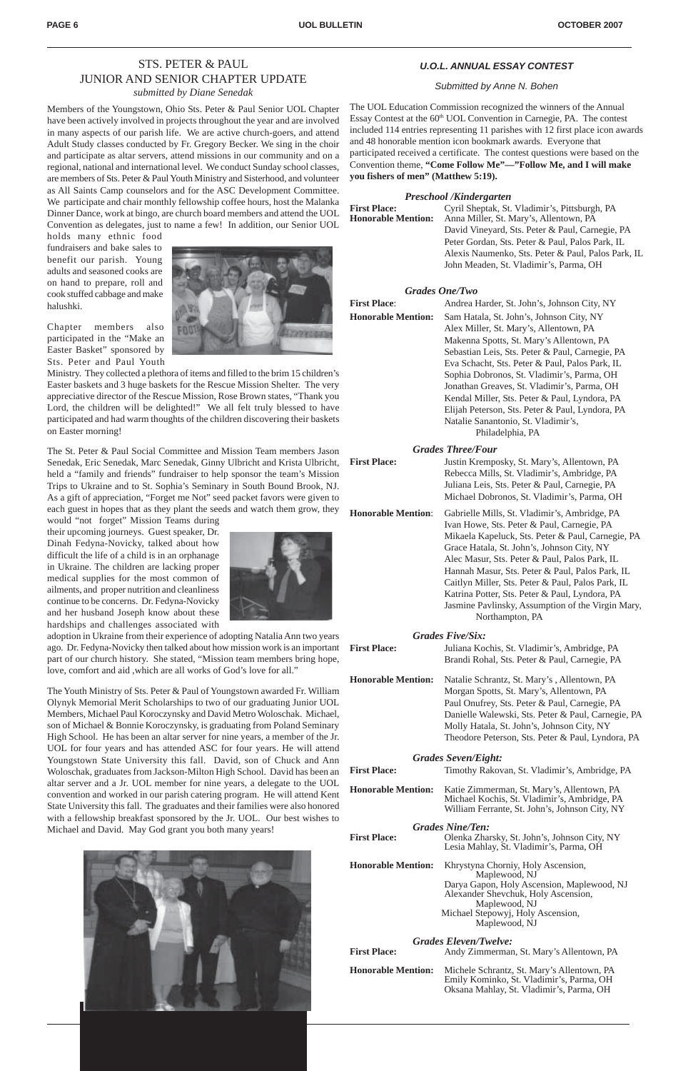## STS. PETER & PAUL JUNIOR AND SENIOR CHAPTER UPDATE

*submitted by Diane Senedak*

Members of the Youngstown, Ohio Sts. Peter & Paul Senior UOL Chapter have been actively involved in projects throughout the year and are involved in many aspects of our parish life. We are active church-goers, and attend Adult Study classes conducted by Fr. Gregory Becker. We sing in the choir and participate as altar servers, attend missions in our community and on a regional, national and international level. We conduct Sunday school classes, are members of Sts. Peter & Paul Youth Ministry and Sisterhood, and volunteer as All Saints Camp counselors and for the ASC Development Committee. We participate and chair monthly fellowship coffee hours, host the Malanka Dinner Dance, work at bingo, are church board members and attend the UOL Convention as delegates, just to name a few! In addition, our Senior UOL holds many ethnic food fundraisers and bake sales to benefit our parish. Young adults and seasoned cooks are on hand to prepare, roll and cook stuffed cabbage and make halushki.

Chapter members also participated in the "Make an Easter Basket" sponsored by Sts. Peter and Paul Youth Ministry. They collected a plethora of items and filled to the brim 15 children's Easter baskets and 3 huge baskets for the Rescue Mission Shelter. The very appreciative director of the Rescue Mission, Rose Brown states, "Thank you Lord, the children will be delighted!" We all felt truly blessed to have participated and had warm thoughts of the children discovering their baskets on Easter morning!

The St. Peter & Paul Social Committee and Mission Team members Jason Senedak, Eric Senedak, Marc Senedak, Ginny Ulbricht and Krista Ulbricht, held a "family and friends" fundraiser to help sponsor the team's Mission Trips to Ukraine and to St. Sophia's Seminary in South Bound Brook, NJ. As a gift of appreciation, "Forget me Not" seed packet favors were given to each guest in hopes that as they plant the seeds and watch them grow, they would "not forget" Mission Teams during their upcoming journeys. Guest speaker, Dr. Dinah Fedyna-Novicky, talked about how difficult the life of a child is in an orphanage in Ukraine. The children are lacking proper medical supplies for the most common of ailments, and proper nutrition and cleanliness continue to be concerns. Dr. Fedyna-Novicky and her husband Joseph know about these hardships and challenges associated with adoption in Ukraine from their experience of adopting Natalia Ann two years ago. Dr. Fedyna-Novicky then talked about how mission work is an important part of our church history. She stated, "Mission team members bring hope, love, comfort and aid ,which are all works of God's love for all."

The Youth Ministry of Sts. Peter & Paul of Youngstown awarded Fr. William Olynyk Memorial Merit Scholarships to two of our graduating Junior UOL Members, Michael Paul Koroczynsky and David Metro Woloschak. Michael, son of Michael & Bonnie Koroczynsky, is graduating from Poland Seminary High School. He has been an altar server for nine years, a member of the Jr. UOL for four years and has attended ASC for four years. He will attend Youngstown State University this fall. David, son of Chuck and Ann Woloschak, graduates from Jackson-Milton High School. David has been an altar server and a Jr. UOL member for nine years, a delegate to the UOL convention and worked in our parish catering program. He will attend Kent State University this fall. The graduates and their families were also honored with a fellowship breakfast sponsored by the Jr. UOL. Our best wishes to Michael and David. May God grant you both many years!

## *U.O.L. ANNUAL ESSAY CONTEST*

*Submitted by Anne N. Bohen*

The UOL Education Commission recognized the winners of the Annual Essay Contest at the 60th UOL Convention in Carnegie, PA. The contest included 114 entries representing 11 parishes with 12 first place icon awards and 48 honorable mention icon bookmark awards. Everyone that participated received a certificate. The contest questions were based on the Convention theme, **"Come Follow Me"—"Follow Me, and I will make you fishers of men" (Matthew 5:19).**

### *Preschool /Kindergarten*

**First Place:** Cyril Sheptak, St. Vladimir's, Pittsburgh, PA

**Honorable Mention:**
Anna Miller, St. Mary's, Allentown, PA
David Vineyard, Sts. Peter & Paul, Carnegie, PA
Peter Gordan, Sts. Peter & Paul, Palos Park, IL
Alexis Naumenko, Sts. Peter & Paul, Palos Park, IL
John Meaden, St. Vladimir's, Parma, OH

### *Grades One/Two*

**First Place:** Andrea Harder, St. John's, Johnson City, NY

**Honorable Mention:**
Sam Hatala, St. John's, Johnson City, NY
Alex Miller, St. Mary's, Allentown, PA
Makenna Spotts, St. Mary's Allentown, PA
Sebastian Leis, Sts. Peter & Paul, Carnegie, PA
Eva Schacht, Sts. Peter & Paul, Palos Park, IL
Sophia Dobronos, St. Vladimir's, Parma, OH
Jonathan Greaves, St. Vladimir's, Parma, OH
Kendal Miller, Sts. Peter & Paul, Lyndora, PA
Elijah Peterson, Sts. Peter & Paul, Lyndora, PA
Natalie Sanantonio, St. Vladimir's, Philadelphia, PA

### *Grades Three/Four*

**First Place:**
Justin Kremposky, St. Mary's, Allentown, PA
Rebecca Mills, St. Vladimir's, Ambridge, PA
Juliana Leis, Sts. Peter & Paul, Carnegie, PA
Michael Dobronos, St. Vladimir's, Parma, OH

**Honorable Mention:**
Gabrielle Mills, St. Vladimir's, Ambridge, PA
Ivan Howe, Sts. Peter & Paul, Carnegie, PA
Mikaela Kapeluck, Sts. Peter & Paul, Carnegie, PA
Grace Hatala, St. John's, Johnson City, NY
Alec Masur, Sts. Peter & Paul, Palos Park, IL
Hannah Masur, Sts. Peter & Paul, Palos Park, IL
Caitlyn Miller, Sts. Peter & Paul, Palos Park, IL
Katrina Potter, Sts. Peter & Paul, Lyndora, PA
Jasmine Pavlinsky, Assumption of the Virgin Mary, Northampton, PA

### *Grades Five/Six:*

**First Place:**
Juliana Kochis, St. Vladimir's, Ambridge, PA
Brandi Rohal, Sts. Peter & Paul, Carnegie, PA

**Honorable Mention:**
Natalie Schrantz, St. Mary's , Allentown, PA
Morgan Spotts, St. Mary's, Allentown, PA
Paul Onufrey, Sts. Peter & Paul, Carnegie, PA
Danielle Walewski, Sts. Peter & Paul, Carnegie, PA
Molly Hatala, St. John's, Johnson City, NY
Theodore Peterson, Sts. Peter & Paul, Lyndora, PA

### *Grades Seven/Eight:*

**First Place:** Timothy Rakovan, St. Vladimir's, Ambridge, PA

**Honorable Mention:**
Katie Zimmerman, St. Mary's, Allentown, PA
Michael Kochis, St. Vladimir's, Ambridge, PA
William Ferrante, St. John's, Johnson City, NY

### *Grades Nine/Ten:*

**First Place:**
Olenka Zharsky, St. John's, Johnson City, NY
Lesia Mahlay, St. Vladimir's, Parma, OH

**Honorable Mention:**
Khrystyna Chorniy, Holy Ascension, Maplewood, NJ
Darya Gapon, Holy Ascension, Maplewood, NJ
Alexander Shevchuk, Holy Ascension, Maplewood, NJ
Michael Stepowyj, Holy Ascension, Maplewood, NJ

### *Grades Eleven/Twelve:*

**First Place:** Andy Zimmerman, St. Mary's Allentown, PA

**Honorable Mention:**
Michele Schrantz, St. Mary's Allentown, PA
Emily Kominko, St. Vladimir's, Parma, OH
Oksana Mahlay, St. Vladimir's, Parma, OH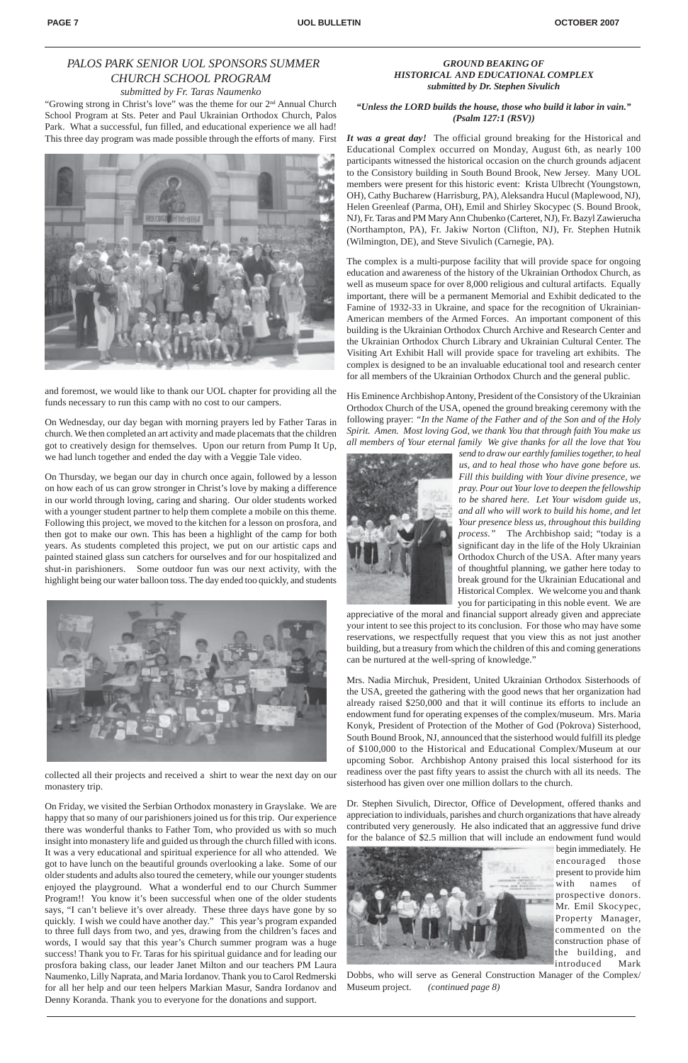## *PALOS PARK SENIOR UOL SPONSORS SUMMER CHURCH SCHOOL PROGRAM*

*submitted by Fr. Taras Naumenko*

"Growing strong in Christ's love" was the theme for our 2nd Annual Church School Program at Sts. Peter and Paul Ukrainian Orthodox Church, Palos Park. What a successful, fun filled, and educational experience we all had! This three day program was made possible through the efforts of many. First and foremost, we would like to thank our UOL chapter for providing all the funds necessary to run this camp with no cost to our campers.

On Wednesday, our day began with morning prayers led by Father Taras in church. We then completed an art activity and made placemats that the children got to creatively design for themselves. Upon our return from Pump It Up, we had lunch together and ended the day with a Veggie Tale video.

On Thursday, we began our day in church once again, followed by a lesson on how each of us can grow stronger in Christ's love by making a difference in our world through loving, caring and sharing. Our older students worked with a younger student partner to help them complete a mobile on this theme. Following this project, we moved to the kitchen for a lesson on prosfora, and then got to make our own. This has been a highlight of the camp for both years. As students completed this project, we put on our artistic caps and painted stained glass sun catchers for ourselves and for our hospitalized and shut-in parishioners. Some outdoor fun was our next activity, with the highlight being our water balloon toss. The day ended too quickly, and students collected all their projects and received a shirt to wear the next day on our monastery trip.

On Friday, we visited the Serbian Orthodox monastery in Grayslake. We are happy that so many of our parishioners joined us for this trip. Our experience there was wonderful thanks to Father Tom, who provided us with so much insight into monastery life and guided us through the church filled with icons. It was a very educational and spiritual experience for all who attended. We got to have lunch on the beautiful grounds overlooking a lake. Some of our older students and adults also toured the cemetery, while our younger students enjoyed the playground. What a wonderful end to our Church Summer Program!! You know it's been successful when one of the older students says, "I can't believe it's over already. These three days have gone by so quickly. I wish we could have another day." This year's program expanded to three full days from two, and yes, drawing from the children's faces and words, I would say that this year's Church summer program was a huge success! Thank you to Fr. Taras for his spiritual guidance and for leading our prosfora baking class, our leader Janet Milton and our teachers PM Laura Naumenko, Lilly Naprata, and Maria Iordanov. Thank you to Carol Redmerski for all her help and our teen helpers Markian Masur, Sandra Iordanov and Denny Koranda. Thank you to everyone for the donations and support.

## *GROUND BEAKING OF HISTORICAL AND EDUCATIONAL COMPLEX*

***submitted by Dr. Stephen Sivulich***

***"Unless the LORD builds the house, those who build it labor in vain." (Psalm 127:1 (RSV))***

***It was a great day!*** The official ground breaking for the Historical and Educational Complex occurred on Monday, August 6th, as nearly 100 participants witnessed the historical occasion on the church grounds adjacent to the Consistory building in South Bound Brook, New Jersey. Many UOL members were present for this historic event: Krista Ulbrecht (Youngstown, OH), Cathy Bucharew (Harrisburg, PA), Aleksandra Hucul (Maplewood, NJ), Helen Greenleaf (Parma, OH), Emil and Shirley Skocypec (S. Bound Brook, NJ), Fr. Taras and PM Mary Ann Chubenko (Carteret, NJ), Fr. Bazyl Zawierucha (Northampton, PA), Fr. Jakiw Norton (Clifton, NJ), Fr. Stephen Hutnik (Wilmington, DE), and Steve Sivulich (Carnegie, PA).

The complex is a multi-purpose facility that will provide space for ongoing education and awareness of the history of the Ukrainian Orthodox Church, as well as museum space for over 8,000 religious and cultural artifacts. Equally important, there will be a permanent Memorial and Exhibit dedicated to the Famine of 1932-33 in Ukraine, and space for the recognition of Ukrainian-American members of the Armed Forces. An important component of this building is the Ukrainian Orthodox Church Archive and Research Center and the Ukrainian Orthodox Church Library and Ukrainian Cultural Center. The Visiting Art Exhibit Hall will provide space for traveling art exhibits. The complex is designed to be an invaluable educational tool and research center for all members of the Ukrainian Orthodox Church and the general public.

His Eminence Archbishop Antony, President of the Consistory of the Ukrainian Orthodox Church of the USA, opened the ground breaking ceremony with the following prayer: *"In the Name of the Father and of the Son and of the Holy Spirit. Amen. Most loving God, we thank You that through faith You make us all members of Your eternal family We give thanks for all the love that You send to draw our earthly families together, to heal us, and to heal those who have gone before us. Fill this building with Your divine presence, we pray. Pour out Your love to deepen the fellowship to be shared here. Let Your wisdom guide us, and all who will work to build his home, and let Your presence bless us, throughout this building process."* The Archbishop said; "today is a significant day in the life of the Holy Ukrainian Orthodox Church of the USA. After many years of thoughtful planning, we gather here today to break ground for the Ukrainian Educational and Historical Complex. We welcome you and thank you for participating in this noble event. We are appreciative of the moral and financial support already given and appreciate your intent to see this project to its conclusion. For those who may have some reservations, we respectfully request that you view this as not just another building, but a treasury from which the children of this and coming generations can be nurtured at the well-spring of knowledge."

Mrs. Nadia Mirchuk, President, United Ukrainian Orthodox Sisterhoods of the USA, greeted the gathering with the good news that her organization had already raised $250,000 and that it will continue its efforts to include an endowment fund for operating expenses of the complex/museum. Mrs. Maria Konyk, President of Protection of the Mother of God (Pokrova) Sisterhood, South Bound Brook, NJ, announced that the sisterhood would fulfill its pledge of $100,000 to the Historical and Educational Complex/Museum at our upcoming Sobor. Archbishop Antony praised this local sisterhood for its readiness over the past fifty years to assist the church with all its needs. The sisterhood has given over one million dollars to the church.

Dr. Stephen Sivulich, Director, Office of Development, offered thanks and appreciation to individuals, parishes and church organizations that have already contributed very generously. He also indicated that an aggressive fund drive for the balance of $2.5 million that will include an endowment fund would begin immediately. He encouraged those present to provide him with names of prospective donors. Mr. Emil Skocypec, Property Manager, commented on the construction phase of the building, and introduced Mark Dobbs, who will serve as General Construction Manager of the Complex/ Museum project. *(continued page 8)*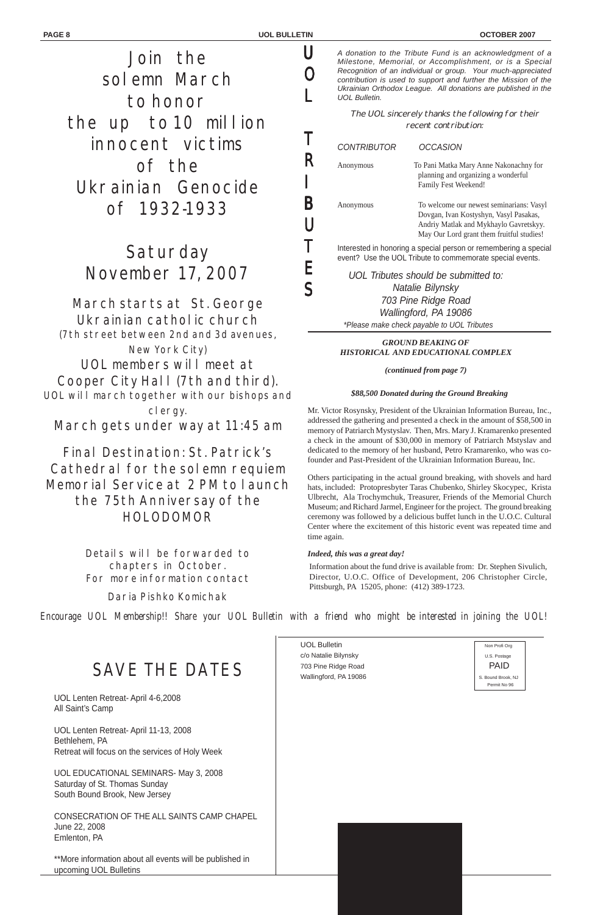# Join the solemn March to honor the up to 10 million innocent victims of the Ukrainian Genocide of 1932-1933

## Saturday November 17, 2007

March starts at St. George Ukrainian catholic church
(7th street between 2nd and 3d avenues, New York City)

UOL members will meet at Cooper City Hall (7th and third).

UOL will march together with our bishops and clergy.

March gets under way at 11:45 am

Final Destination: St. Patrick's Cathedral for the solemn requiem Memorial Service at 2 PM to launch the 75th Anniversay of the HOLODOMOR

Details will be forwarded to chapters in October.
For more information contact

Daria Pishko Komichak

## UOL TRIBUTES

*A donation to the Tribute Fund is an acknowledgment of a Milestone, Memorial, or Accomplishment, or is a Special Recognition of an individual or group. Your much-appreciated contribution is used to support and further the Mission of the Ukrainian Orthodox League. All donations are published in the UOL Bulletin.*

*The UOL sincerely thanks the following for their recent contribution:*

| *CONTRIBUTOR* | *OCCASION* |
|---|---|
| Anonymous | To Pani Matka Mary Anne Nakonachny for planning and organizing a wonderful Family Fest Weekend! |
| Anonymous | To welcome our newest seminarians: Vasyl Dovgan, Ivan Kostyshyn, Vasyl Pasakas, Andriy Matlak and Mykhaylo Gavretskyy. May Our Lord grant them fruitful studies! |

Interested in honoring a special person or remembering a special event? Use the UOL Tribute to commemorate special events.

*UOL Tributes should be submitted to:*
*Natalie Bilynsky*
*703 Pine Ridge Road*
*Wallingford, PA 19086*

*\*Please make check payable to UOL Tributes*

### *GROUND BEAKING OF HISTORICAL AND EDUCATIONAL COMPLEX*

*(continued from page 7)*

#### *$88,500 Donated during the Ground Breaking*

Mr. Victor Rosynsky, President of the Ukrainian Information Bureau, Inc., addressed the gathering and presented a check in the amount of $58,500 in memory of Patriarch Mystyslav. Then, Mrs. Mary J. Kramarenko presented a check in the amount of $30,000 in memory of Patriarch Mstyslav and dedicated to the memory of her husband, Petro Kramarenko, who was co-founder and Past-President of the Ukrainian Information Bureau, Inc.

Others participating in the actual ground breaking, with shovels and hard hats, included: Protopresbyter Taras Chubenko, Shirley Skocypec, Krista Ulbrecht, Ala Trochymchuk, Treasurer, Friends of the Memorial Church Museum; and Richard Jarmel, Engineer for the project. The ground breaking ceremony was followed by a delicious buffet lunch in the U.O.C. Cultural Center where the excitement of this historic event was repeated time and time again.

***Indeed, this was a great day!***

Information about the fund drive is available from: Dr. Stephen Sivulich, Director, U.O.C. Office of Development, 206 Christopher Circle, Pittsburgh, PA 15205, phone: (412) 389-1723.

*Encourage UOL Membership!! Share your UOL Bulletin with a friend who might be interested in joining the UOL!*

## SAVE THE DATES

UOL Lenten Retreat- April 4-6,2008
All Saint's Camp

UOL Lenten Retreat- April 11-13, 2008
Bethlehem, PA
Retreat will focus on the services of Holy Week

UOL EDUCATIONAL SEMINARS- May 3, 2008
Saturday of St. Thomas Sunday
South Bound Brook, New Jersey

CONSECRATION OF THE ALL SAINTS CAMP CHAPEL
June 22, 2008
Emlenton, PA

\*\*More information about all events will be published in upcoming UOL Bulletins

UOL Bulletin
c/o Natalie Bilynsky
703 Pine Ridge Road
Wallingford, PA 19086

Non Profi Org
U.S. Postage
PAID
S. Bound Brook, NJ
Permit No 96